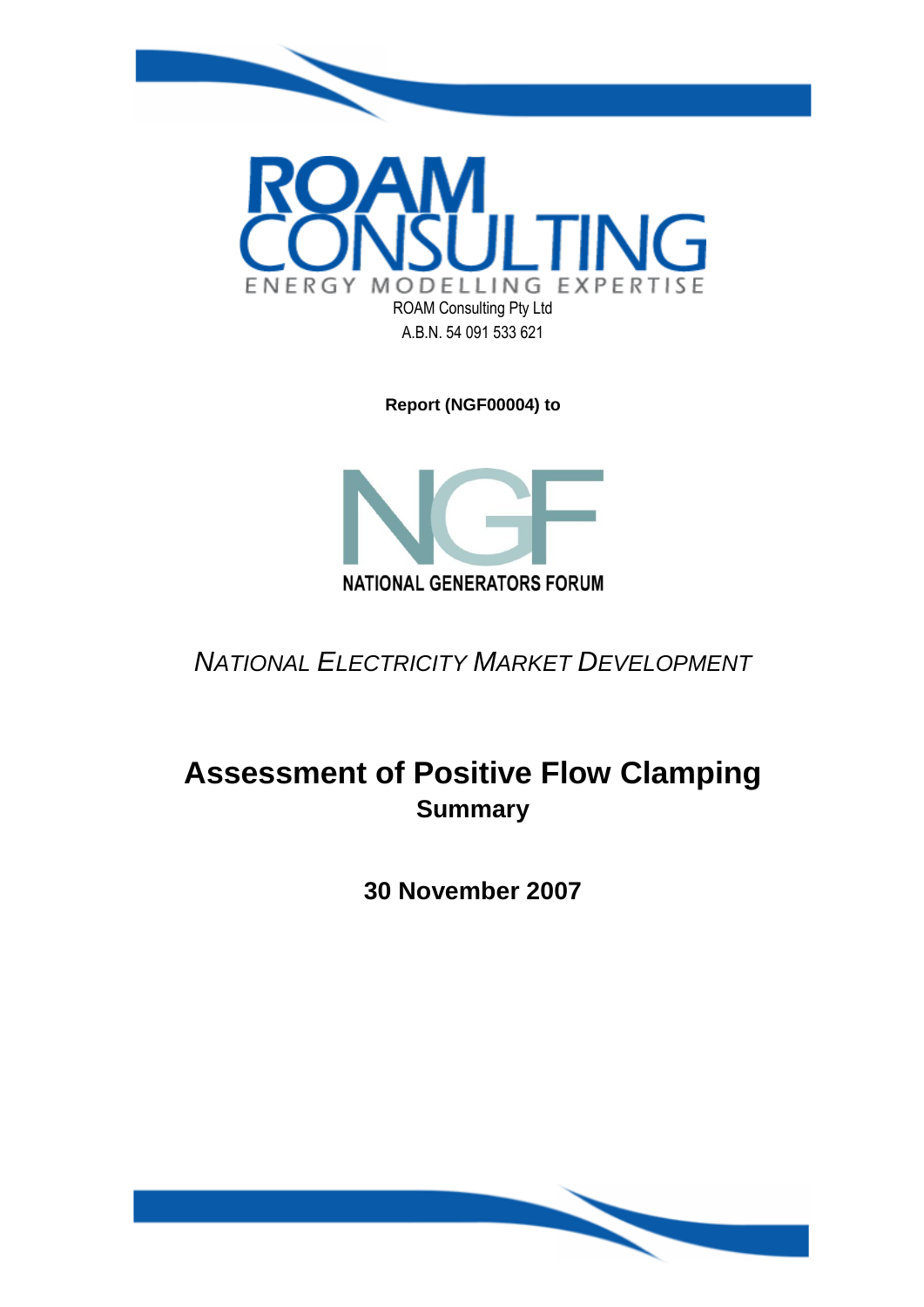ROAM CONSULTING

ENERGY MODELLING EXPERTISE

ROAM Consulting Pty Ltd

A.B.N. 54 091 533 621

**Report (NGF00004) to**

NGF

NATIONAL GENERATORS FORUM

*NATIONAL ELECTRICITY MARKET DEVELOPMENT*

# Assessment of Positive Flow Clamping

## Summary

**30 November 2007**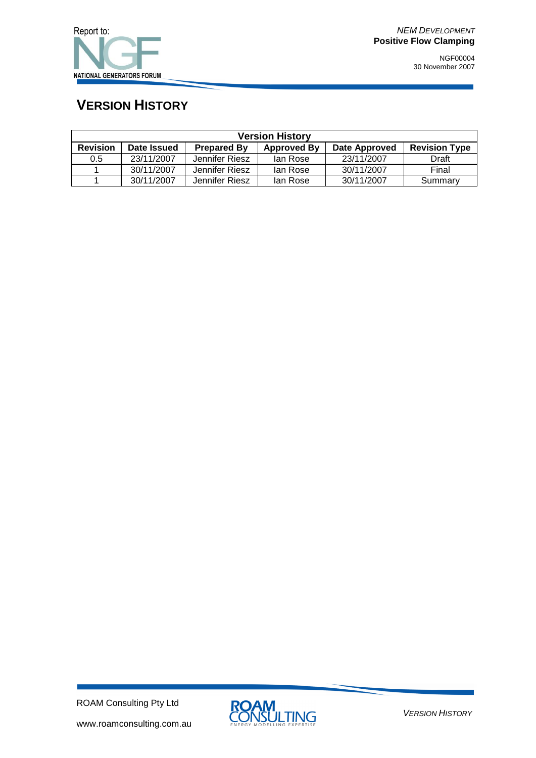# VERSION HISTORY

| Version History | | | | | |
|---|---|---|---|---|---|
| **Revision** | **Date Issued** | **Prepared By** | **Approved By** | **Date Approved** | **Revision Type** |
| 0.5 | 23/11/2007 | Jennifer Riesz | Ian Rose | 23/11/2007 | Draft |
| 1 | 30/11/2007 | Jennifer Riesz | Ian Rose | 30/11/2007 | Final |
| 1 | 30/11/2007 | Jennifer Riesz | Ian Rose | 30/11/2007 | Summary |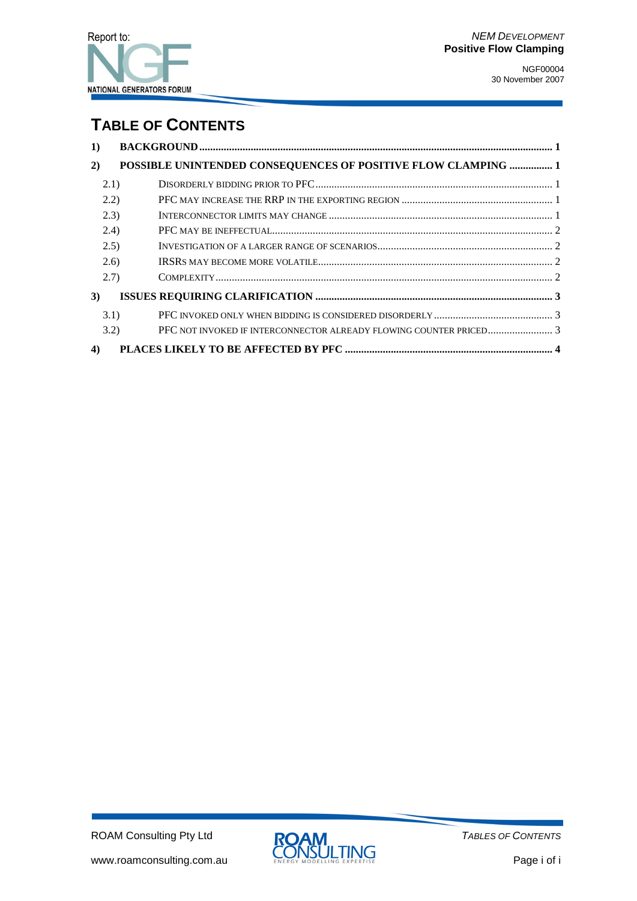# TABLE OF CONTENTS

1) **BACKGROUND** ..... 1

2) **POSSIBLE UNINTENDED CONSEQUENCES OF POSITIVE FLOW CLAMPING** ..... 1

- 2.1) DISORDERLY BIDDING PRIOR TO PFC ..... 1
- 2.2) PFC MAY INCREASE THE RRP IN THE EXPORTING REGION ..... 1
- 2.3) INTERCONNECTOR LIMITS MAY CHANGE ..... 1
- 2.4) PFC MAY BE INEFFECTUAL ..... 2
- 2.5) INVESTIGATION OF A LARGER RANGE OF SCENARIOS ..... 2
- 2.6) IRSRS MAY BECOME MORE VOLATILE ..... 2
- 2.7) COMPLEXITY ..... 2

3) **ISSUES REQUIRING CLARIFICATION** ..... 3

- 3.1) PFC INVOKED ONLY WHEN BIDDING IS CONSIDERED DISORDERLY ..... 3
- 3.2) PFC NOT INVOKED IF INTERCONNECTOR ALREADY FLOWING COUNTER PRICED ..... 3

4) **PLACES LIKELY TO BE AFFECTED BY PFC** ..... 4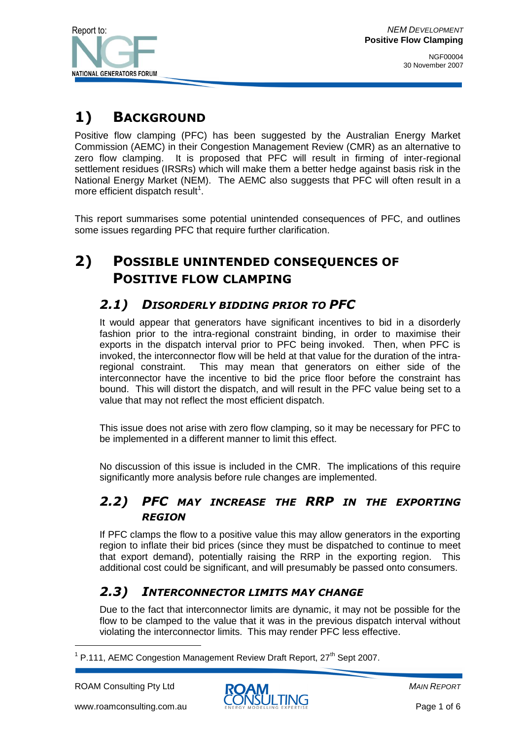# 1) BACKGROUND

Positive flow clamping (PFC) has been suggested by the Australian Energy Market Commission (AEMC) in their Congestion Management Review (CMR) as an alternative to zero flow clamping. It is proposed that PFC will result in firming of inter-regional settlement residues (IRSRs) which will make them a better hedge against basis risk in the National Energy Market (NEM). The AEMC also suggests that PFC will often result in a more efficient dispatch result[1].

This report summarises some potential unintended consequences of PFC, and outlines some issues regarding PFC that require further clarification.

# 2) POSSIBLE UNINTENDED CONSEQUENCES OF POSITIVE FLOW CLAMPING

## 2.1) DISORDERLY BIDDING PRIOR TO PFC

It would appear that generators have significant incentives to bid in a disorderly fashion prior to the intra-regional constraint binding, in order to maximise their exports in the dispatch interval prior to PFC being invoked. Then, when PFC is invoked, the interconnector flow will be held at that value for the duration of the intra-regional constraint. This may mean that generators on either side of the interconnector have the incentive to bid the price floor before the constraint has bound. This will distort the dispatch, and will result in the PFC value being set to a value that may not reflect the most efficient dispatch.

This issue does not arise with zero flow clamping, so it may be necessary for PFC to be implemented in a different manner to limit this effect.

No discussion of this issue is included in the CMR. The implications of this require significantly more analysis before rule changes are implemented.

## 2.2) PFC MAY INCREASE THE RRP IN THE EXPORTING REGION

If PFC clamps the flow to a positive value this may allow generators in the exporting region to inflate their bid prices (since they must be dispatched to continue to meet that export demand), potentially raising the RRP in the exporting region. This additional cost could be significant, and will presumably be passed onto consumers.

## 2.3) INTERCONNECTOR LIMITS MAY CHANGE

Due to the fact that interconnector limits are dynamic, it may not be possible for the flow to be clamped to the value that it was in the previous dispatch interval without violating the interconnector limits. This may render PFC less effective.

[1] P.111, AEMC Congestion Management Review Draft Report, 27th Sept 2007.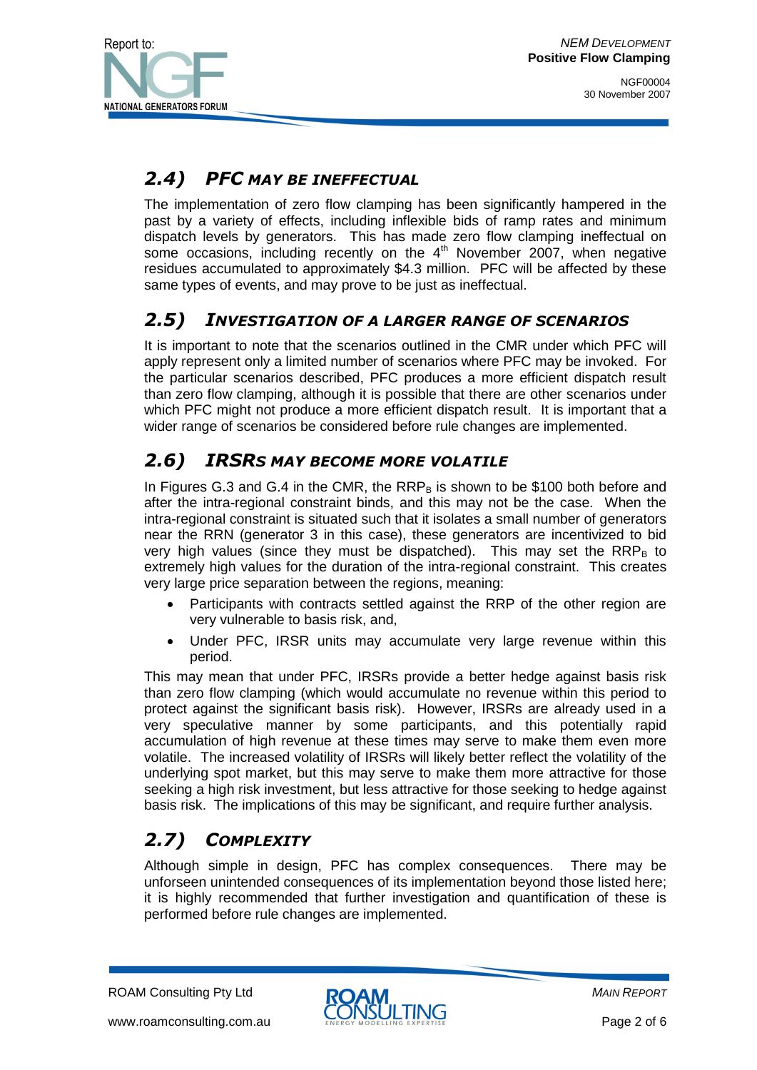## 2.4) PFC MAY BE INEFFECTUAL

The implementation of zero flow clamping has been significantly hampered in the past by a variety of effects, including inflexible bids of ramp rates and minimum dispatch levels by generators. This has made zero flow clamping ineffectual on some occasions, including recently on the 4th November 2007, when negative residues accumulated to approximately $4.3 million. PFC will be affected by these same types of events, and may prove to be just as ineffectual.

## 2.5) INVESTIGATION OF A LARGER RANGE OF SCENARIOS

It is important to note that the scenarios outlined in the CMR under which PFC will apply represent only a limited number of scenarios where PFC may be invoked. For the particular scenarios described, PFC produces a more efficient dispatch result than zero flow clamping, although it is possible that there are other scenarios under which PFC might not produce a more efficient dispatch result. It is important that a wider range of scenarios be considered before rule changes are implemented.

## 2.6) IRSRS MAY BECOME MORE VOLATILE

In Figures G.3 and G.4 in the CMR, the $RRP_B$ is shown to be $100 both before and after the intra-regional constraint binds, and this may not be the case. When the intra-regional constraint is situated such that it isolates a small number of generators near the RRN (generator 3 in this case), these generators are incentivized to bid very high values (since they must be dispatched). This may set the $RRP_B$ to extremely high values for the duration of the intra-regional constraint. This creates very large price separation between the regions, meaning:

- Participants with contracts settled against the RRP of the other region are very vulnerable to basis risk, and,
- Under PFC, IRSR units may accumulate very large revenue within this period.

This may mean that under PFC, IRSRs provide a better hedge against basis risk than zero flow clamping (which would accumulate no revenue within this period to protect against the significant basis risk). However, IRSRs are already used in a very speculative manner by some participants, and this potentially rapid accumulation of high revenue at these times may serve to make them even more volatile. The increased volatility of IRSRs will likely better reflect the volatility of the underlying spot market, but this may serve to make them more attractive for those seeking a high risk investment, but less attractive for those seeking to hedge against basis risk. The implications of this may be significant, and require further analysis.

## 2.7) COMPLEXITY

Although simple in design, PFC has complex consequences. There may be unforseen unintended consequences of its implementation beyond those listed here; it is highly recommended that further investigation and quantification of these is performed before rule changes are implemented.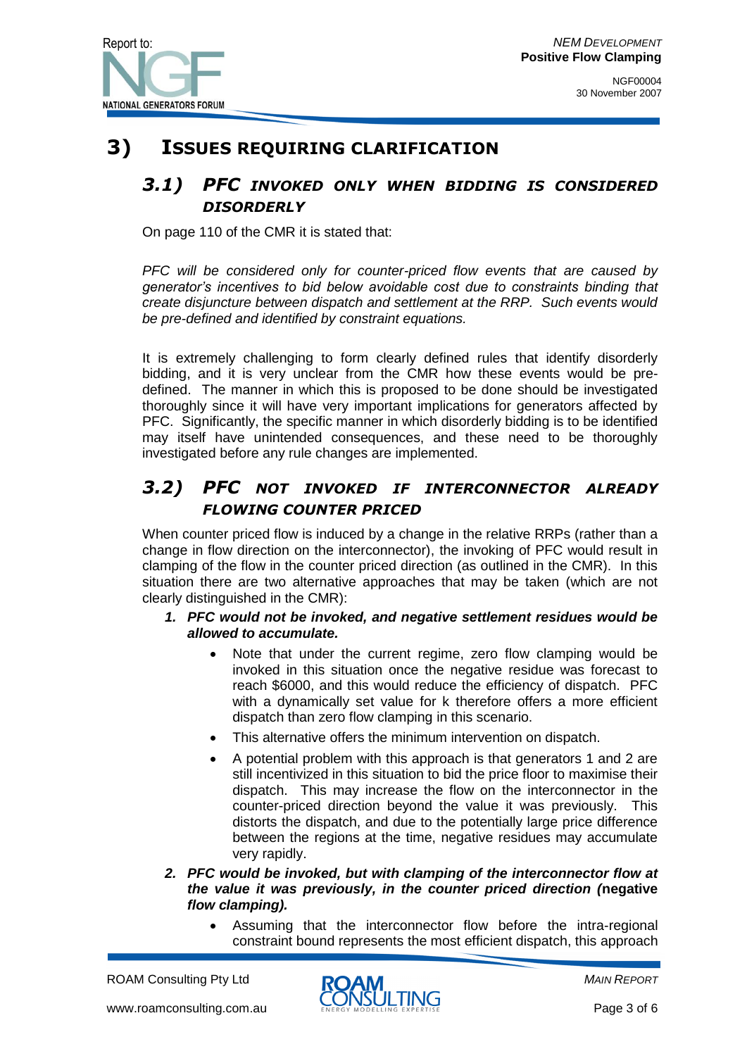# 3) ISSUES REQUIRING CLARIFICATION

## 3.1) PFC INVOKED ONLY WHEN BIDDING IS CONSIDERED DISORDERLY

On page 110 of the CMR it is stated that:

*PFC will be considered only for counter-priced flow events that are caused by generator's incentives to bid below avoidable cost due to constraints binding that create disjuncture between dispatch and settlement at the RRP. Such events would be pre-defined and identified by constraint equations.*

It is extremely challenging to form clearly defined rules that identify disorderly bidding, and it is very unclear from the CMR how these events would be pre-defined. The manner in which this is proposed to be done should be investigated thoroughly since it will have very important implications for generators affected by PFC. Significantly, the specific manner in which disorderly bidding is to be identified may itself have unintended consequences, and these need to be thoroughly investigated before any rule changes are implemented.

## 3.2) PFC NOT INVOKED IF INTERCONNECTOR ALREADY FLOWING COUNTER PRICED

When counter priced flow is induced by a change in the relative RRPs (rather than a change in flow direction on the interconnector), the invoking of PFC would result in clamping of the flow in the counter priced direction (as outlined in the CMR). In this situation there are two alternative approaches that may be taken (which are not clearly distinguished in the CMR):

1. ***PFC would not be invoked, and negative settlement residues would be allowed to accumulate.***
   - Note that under the current regime, zero flow clamping would be invoked in this situation once the negative residue was forecast to reach \$6000, and this would reduce the efficiency of dispatch. PFC with a dynamically set value for k therefore offers a more efficient dispatch than zero flow clamping in this scenario.
   - This alternative offers the minimum intervention on dispatch.
   - A potential problem with this approach is that generators 1 and 2 are still incentivized in this situation to bid the price floor to maximise their dispatch. This may increase the flow on the interconnector in the counter-priced direction beyond the value it was previously. This distorts the dispatch, and due to the potentially large price difference between the regions at the time, negative residues may accumulate very rapidly.
2. ***PFC would be invoked, but with clamping of the interconnector flow at the value it was previously, in the counter priced direction (*negative *flow clamping).***
   - Assuming that the interconnector flow before the intra-regional constraint bound represents the most efficient dispatch, this approach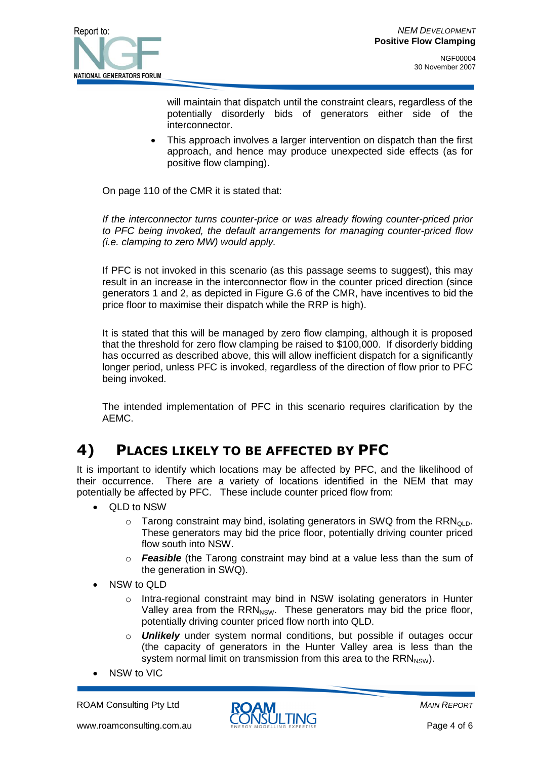will maintain that dispatch until the constraint clears, regardless of the potentially disorderly bids of generators either side of the interconnector.

- This approach involves a larger intervention on dispatch than the first approach, and hence may produce unexpected side effects (as for positive flow clamping).

On page 110 of the CMR it is stated that:

*If the interconnector turns counter-price or was already flowing counter-priced prior to PFC being invoked, the default arrangements for managing counter-priced flow (i.e. clamping to zero MW) would apply.*

If PFC is not invoked in this scenario (as this passage seems to suggest), this may result in an increase in the interconnector flow in the counter priced direction (since generators 1 and 2, as depicted in Figure G.6 of the CMR, have incentives to bid the price floor to maximise their dispatch while the RRP is high).

It is stated that this will be managed by zero flow clamping, although it is proposed that the threshold for zero flow clamping be raised to $100,000. If disorderly bidding has occurred as described above, this will allow inefficient dispatch for a significantly longer period, unless PFC is invoked, regardless of the direction of flow prior to PFC being invoked.

The intended implementation of PFC in this scenario requires clarification by the AEMC.

# 4) Places likely to be affected by PFC

It is important to identify which locations may be affected by PFC, and the likelihood of their occurrence. There are a variety of locations identified in the NEM that may potentially be affected by PFC. These include counter priced flow from:

- QLD to NSW
  - Tarong constraint may bind, isolating generators in SWQ from the $RRN_{QLD}$. These generators may bid the price floor, potentially driving counter priced flow south into NSW.
  - ***Feasible*** (the Tarong constraint may bind at a value less than the sum of the generation in SWQ).
- NSW to QLD
  - Intra-regional constraint may bind in NSW isolating generators in Hunter Valley area from the $RRN_{NSW}$. These generators may bid the price floor, potentially driving counter priced flow north into QLD.
  - ***Unlikely*** under system normal conditions, but possible if outages occur (the capacity of generators in the Hunter Valley area is less than the system normal limit on transmission from this area to the $RRN_{NSW}$).
- NSW to VIC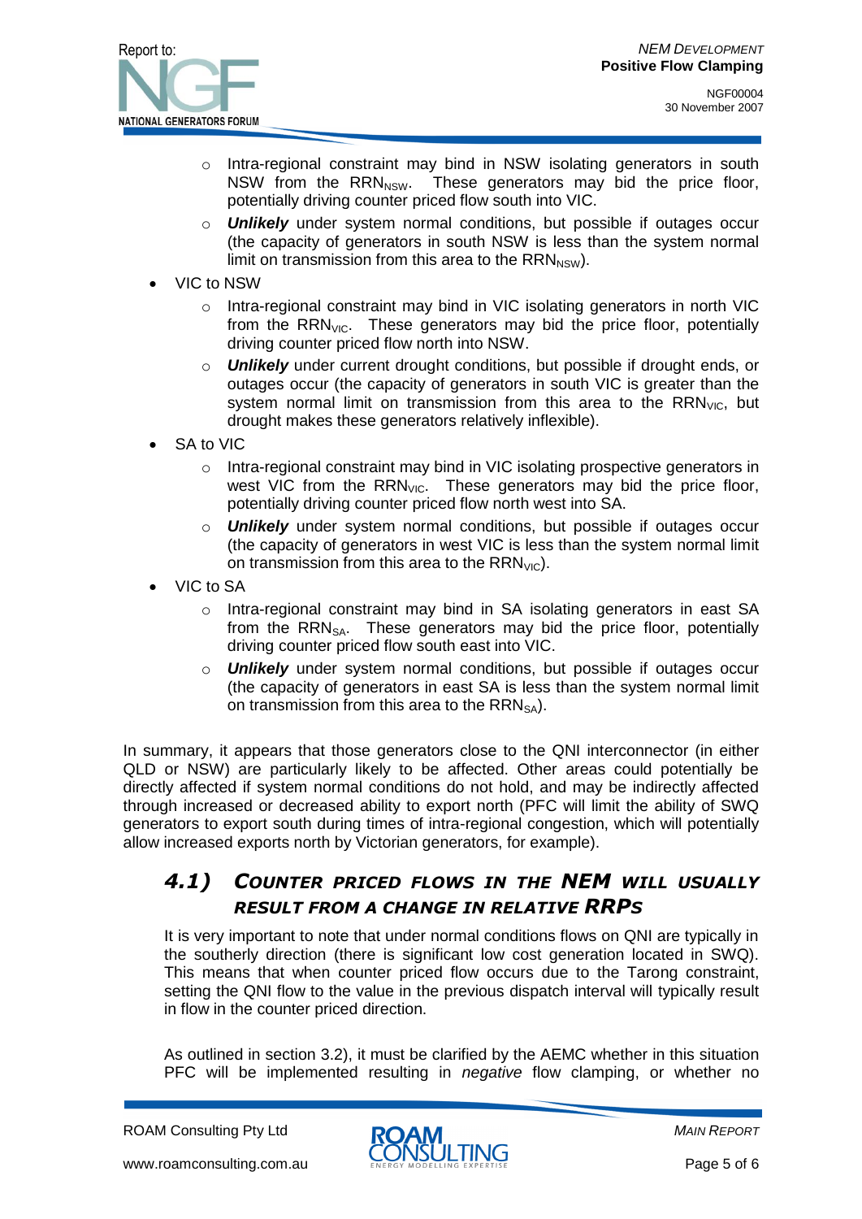- Intra-regional constraint may bind in NSW isolating generators in south NSW from the $RRN_{NSW}$. These generators may bid the price floor, potentially driving counter priced flow south into VIC.
  - ***Unlikely*** under system normal conditions, but possible if outages occur (the capacity of generators in south NSW is less than the system normal limit on transmission from this area to the $RRN_{NSW}$).
- VIC to NSW
  - Intra-regional constraint may bind in VIC isolating generators in north VIC from the $RRN_{VIC}$. These generators may bid the price floor, potentially driving counter priced flow north into NSW.
  - ***Unlikely*** under current drought conditions, but possible if drought ends, or outages occur (the capacity of generators in south VIC is greater than the system normal limit on transmission from this area to the $RRN_{VIC}$, but drought makes these generators relatively inflexible).
- SA to VIC
  - Intra-regional constraint may bind in VIC isolating prospective generators in west VIC from the $RRN_{VIC}$. These generators may bid the price floor, potentially driving counter priced flow north west into SA.
  - ***Unlikely*** under system normal conditions, but possible if outages occur (the capacity of generators in west VIC is less than the system normal limit on transmission from this area to the $RRN_{VIC}$).
- VIC to SA
  - Intra-regional constraint may bind in SA isolating generators in east SA from the $RRN_{SA}$. These generators may bid the price floor, potentially driving counter priced flow south east into VIC.
  - ***Unlikely*** under system normal conditions, but possible if outages occur (the capacity of generators in east SA is less than the system normal limit on transmission from this area to the $RRN_{SA}$).

In summary, it appears that those generators close to the QNI interconnector (in either QLD or NSW) are particularly likely to be affected. Other areas could potentially be directly affected if system normal conditions do not hold, and may be indirectly affected through increased or decreased ability to export north (PFC will limit the ability of SWQ generators to export south during times of intra-regional congestion, which will potentially allow increased exports north by Victorian generators, for example).

## 4.1) COUNTER PRICED FLOWS IN THE NEM WILL USUALLY RESULT FROM A CHANGE IN RELATIVE RRPS

It is very important to note that under normal conditions flows on QNI are typically in the southerly direction (there is significant low cost generation located in SWQ). This means that when counter priced flow occurs due to the Tarong constraint, setting the QNI flow to the value in the previous dispatch interval will typically result in flow in the counter priced direction.

As outlined in section 3.2), it must be clarified by the AEMC whether in this situation PFC will be implemented resulting in *negative* flow clamping, or whether no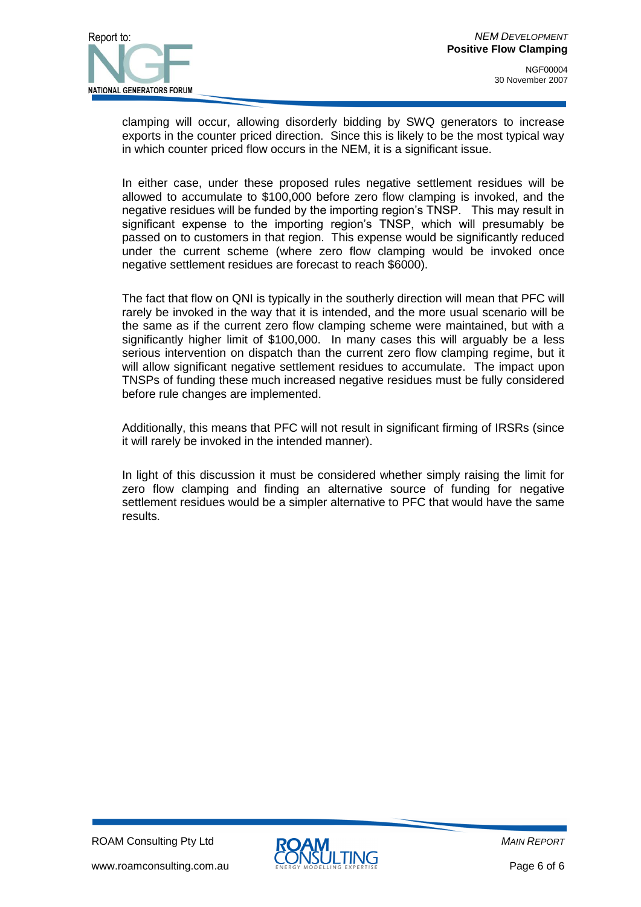clamping will occur, allowing disorderly bidding by SWQ generators to increase exports in the counter priced direction. Since this is likely to be the most typical way in which counter priced flow occurs in the NEM, it is a significant issue.

In either case, under these proposed rules negative settlement residues will be allowed to accumulate to $100,000 before zero flow clamping is invoked, and the negative residues will be funded by the importing region's TNSP. This may result in significant expense to the importing region's TNSP, which will presumably be passed on to customers in that region. This expense would be significantly reduced under the current scheme (where zero flow clamping would be invoked once negative settlement residues are forecast to reach $6000).

The fact that flow on QNI is typically in the southerly direction will mean that PFC will rarely be invoked in the way that it is intended, and the more usual scenario will be the same as if the current zero flow clamping scheme were maintained, but with a significantly higher limit of $100,000. In many cases this will arguably be a less serious intervention on dispatch than the current zero flow clamping regime, but it will allow significant negative settlement residues to accumulate. The impact upon TNSPs of funding these much increased negative residues must be fully considered before rule changes are implemented.

Additionally, this means that PFC will not result in significant firming of IRSRs (since it will rarely be invoked in the intended manner).

In light of this discussion it must be considered whether simply raising the limit for zero flow clamping and finding an alternative source of funding for negative settlement residues would be a simpler alternative to PFC that would have the same results.